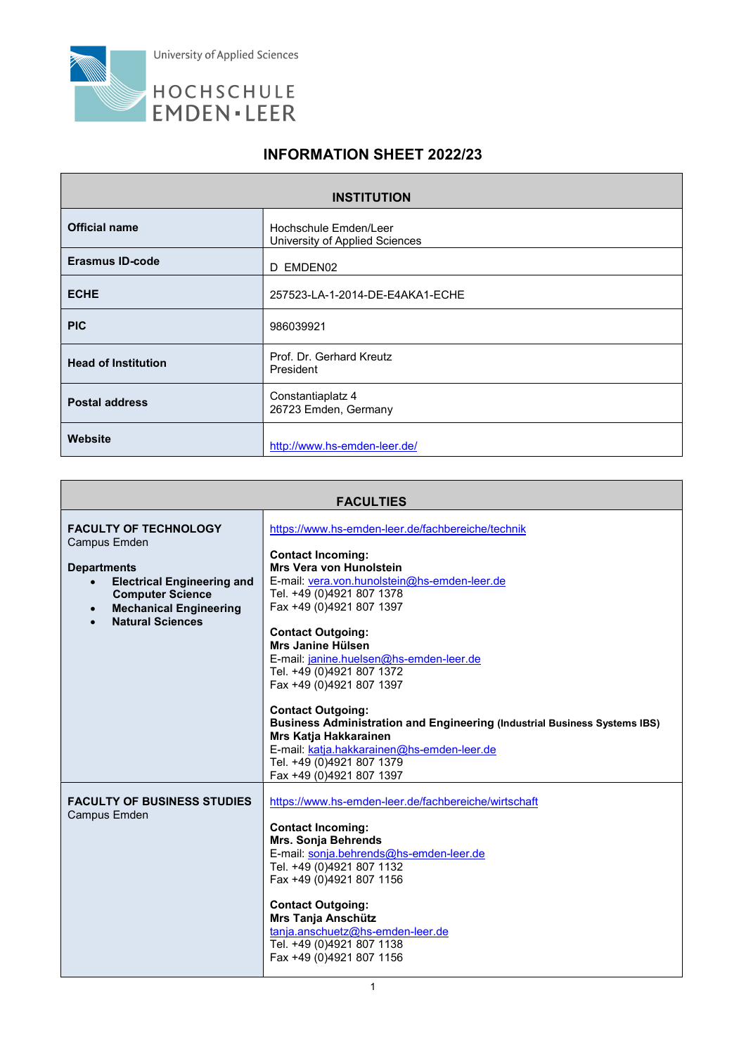University of Applied Sciences

HOCHSCHULE EMDEN▪LEER

# INFORMATION SHEET 2022/23

| INSTITUTION | |
|---|---|
| **Official name** | Hochschule Emden/Leer<br>University of Applied Sciences |
| **Erasmus ID-code** | D EMDEN02 |
| **ECHE** | 257523-LA-1-2014-DE-E4AKA1-ECHE |
| **PIC** | 986039921 |
| **Head of Institution** | Prof. Dr. Gerhard Kreutz<br>President |
| **Postal address** | Constantiaplatz 4<br>26723 Emden, Germany |
| **Website** | http://www.hs-emden-leer.de/ |

| FACULTIES | |
|---|---|
| **FACULTY OF TECHNOLOGY**<br>Campus Emden<br><br>**Departments**<br>• **Electrical Engineering and Computer Science**<br>• **Mechanical Engineering**<br>• **Natural Sciences** | https://www.hs-emden-leer.de/fachbereiche/technik<br><br>**Contact Incoming:**<br>**Mrs Vera von Hunolstein**<br>E-mail: vera.von.hunolstein@hs-emden-leer.de<br>Tel. +49 (0)4921 807 1378<br>Fax +49 (0)4921 807 1397<br><br>**Contact Outgoing:**<br>**Mrs Janine Hülsen**<br>E-mail: janine.huelsen@hs-emden-leer.de<br>Tel. +49 (0)4921 807 1372<br>Fax +49 (0)4921 807 1397<br><br>**Contact Outgoing:**<br>**Business Administration and Engineering (Industrial Business Systems IBS)**<br>**Mrs Katja Hakkarainen**<br>E-mail: katja.hakkarainen@hs-emden-leer.de<br>Tel. +49 (0)4921 807 1379<br>Fax +49 (0)4921 807 1397 |
| **FACULTY OF BUSINESS STUDIES**<br>Campus Emden | https://www.hs-emden-leer.de/fachbereiche/wirtschaft<br><br>**Contact Incoming:**<br>**Mrs. Sonja Behrends**<br>E-mail: sonja.behrends@hs-emden-leer.de<br>Tel. +49 (0)4921 807 1132<br>Fax +49 (0)4921 807 1156<br><br>**Contact Outgoing:**<br>**Mrs Tanja Anschütz**<br>tanja.anschuetz@hs-emden-leer.de<br>Tel. +49 (0)4921 807 1138<br>Fax +49 (0)4921 807 1156 |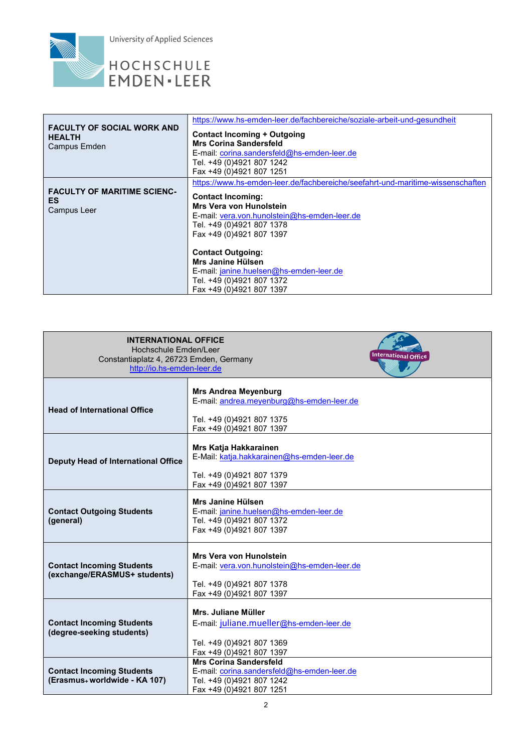| FACULTY OF SOCIAL WORK AND HEALTH<br>Campus Emden | https://www.hs-emden-leer.de/fachbereiche/soziale-arbeit-und-gesundheit<br>**Contact Incoming + Outgoing**<br>**Mrs Corina Sandersfeld**<br>E-mail: corina.sandersfeld@hs-emden-leer.de<br>Tel. +49 (0)4921 807 1242<br>Fax +49 (0)4921 807 1251 |
|---|---|
| **FACULTY OF MARITIME SCIENCES**<br>Campus Leer | https://www.hs-emden-leer.de/fachbereiche/seefahrt-und-maritime-wissenschaften<br>**Contact Incoming:**<br>**Mrs Vera von Hunolstein**<br>E-mail: vera.von.hunolstein@hs-emden-leer.de<br>Tel. +49 (0)4921 807 1378<br>Fax +49 (0)4921 807 1397<br><br>**Contact Outgoing:**<br>**Mrs Janine Hülsen**<br>E-mail: janine.huelsen@hs-emden-leer.de<br>Tel. +49 (0)4921 807 1372<br>Fax +49 (0)4921 807 1397 |

| **INTERNATIONAL OFFICE**<br>Hochschule Emden/Leer<br>Constantiaplatz 4, 26723 Emden, Germany<br>http://io.hs-emden-leer.de | |
|---|---|
| **Head of International Office** | **Mrs Andrea Meyenburg**<br>E-mail: andrea.meyenburg@hs-emden-leer.de<br><br>Tel. +49 (0)4921 807 1375<br>Fax +49 (0)4921 807 1397 |
| **Deputy Head of International Office** | **Mrs Katja Hakkarainen**<br>E-Mail: katja.hakkarainen@hs-emden-leer.de<br><br>Tel. +49 (0)4921 807 1379<br>Fax +49 (0)4921 807 1397 |
| **Contact Outgoing Students (general)** | **Mrs Janine Hülsen**<br>E-mail: janine.huelsen@hs-emden-leer.de<br>Tel. +49 (0)4921 807 1372<br>Fax +49 (0)4921 807 1397 |
| **Contact Incoming Students (exchange/ERASMUS+ students)** | **Mrs Vera von Hunolstein**<br>E-mail: vera.von.hunolstein@hs-emden-leer.de<br><br>Tel. +49 (0)4921 807 1378<br>Fax +49 (0)4921 807 1397 |
| **Contact Incoming Students (degree-seeking students)** | **Mrs. Juliane Müller**<br>E-mail: juliane.mueller@hs-emden-leer.de<br><br>Tel. +49 (0)4921 807 1369<br>Fax +49 (0)4921 807 1397 |
| **Contact Incoming Students (Erasmus+ worldwide - KA 107)** | **Mrs Corina Sandersfeld**<br>E-mail: corina.sandersfeld@hs-emden-leer.de<br>Tel. +49 (0)4921 807 1242<br>Fax +49 (0)4921 807 1251 |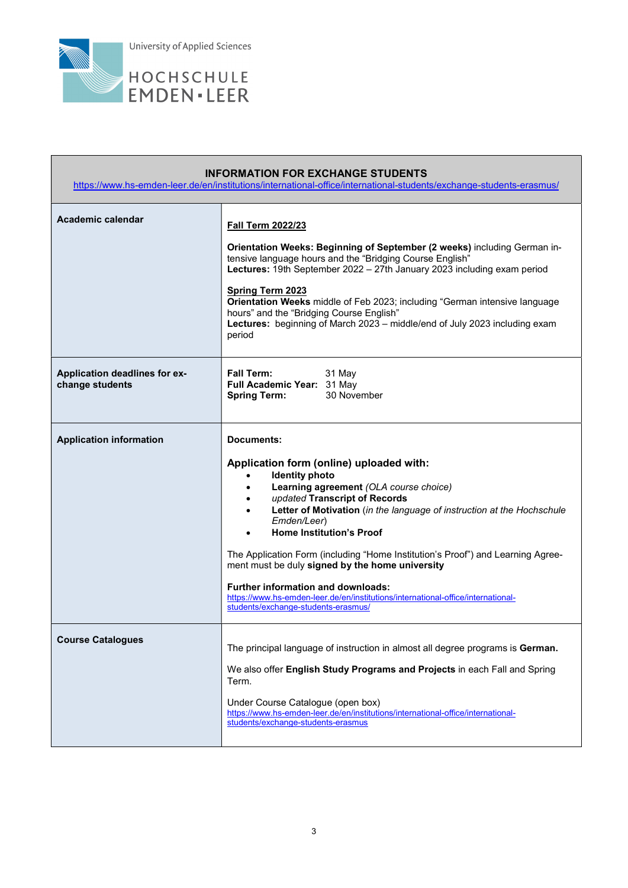University of Applied Sciences

HOCHSCHULE EMDEN▪LEER

| **INFORMATION FOR EXCHANGE STUDENTS** https://www.hs-emden-leer.de/en/institutions/international-office/international-students/exchange-students-erasmus/ | |
|---|---|
| **Academic calendar** | **Fall Term 2022/23**<br><br>**Orientation Weeks: Beginning of September (2 weeks)** including German intensive language hours and the "Bridging Course English"<br>**Lectures:** 19th September 2022 – 27th January 2023 including exam period<br><br>**Spring Term 2023**<br>**Orientation Weeks** middle of Feb 2023; including "German intensive language hours" and the "Bridging Course English"<br>**Lectures:** beginning of March 2023 – middle/end of July 2023 including exam period |
| **Application deadlines for exchange students** | **Fall Term:** 31 May<br>**Full Academic Year:** 31 May<br>**Spring Term:** 30 November |
| **Application information** | **Documents:**<br><br>**Application form (online) uploaded with:**<br>• **Identity photo**<br>• **Learning agreement** *(OLA course choice)*<br>• *updated* **Transcript of Records**<br>• **Letter of Motivation** (*in the language of instruction at the Hochschule Emden/Leer*)<br>• **Home Institution's Proof**<br><br>The Application Form (including "Home Institution's Proof") and Learning Agreement must be duly **signed by the home university**<br><br>**Further information and downloads:**<br>https://www.hs-emden-leer.de/en/institutions/international-office/international-students/exchange-students-erasmus/ |
| **Course Catalogues** | The principal language of instruction in almost all degree programs is **German.**<br><br>We also offer **English Study Programs and Projects** in each Fall and Spring Term.<br><br>Under Course Catalogue (open box)<br>https://www.hs-emden-leer.de/en/institutions/international-office/international-students/exchange-students-erasmus |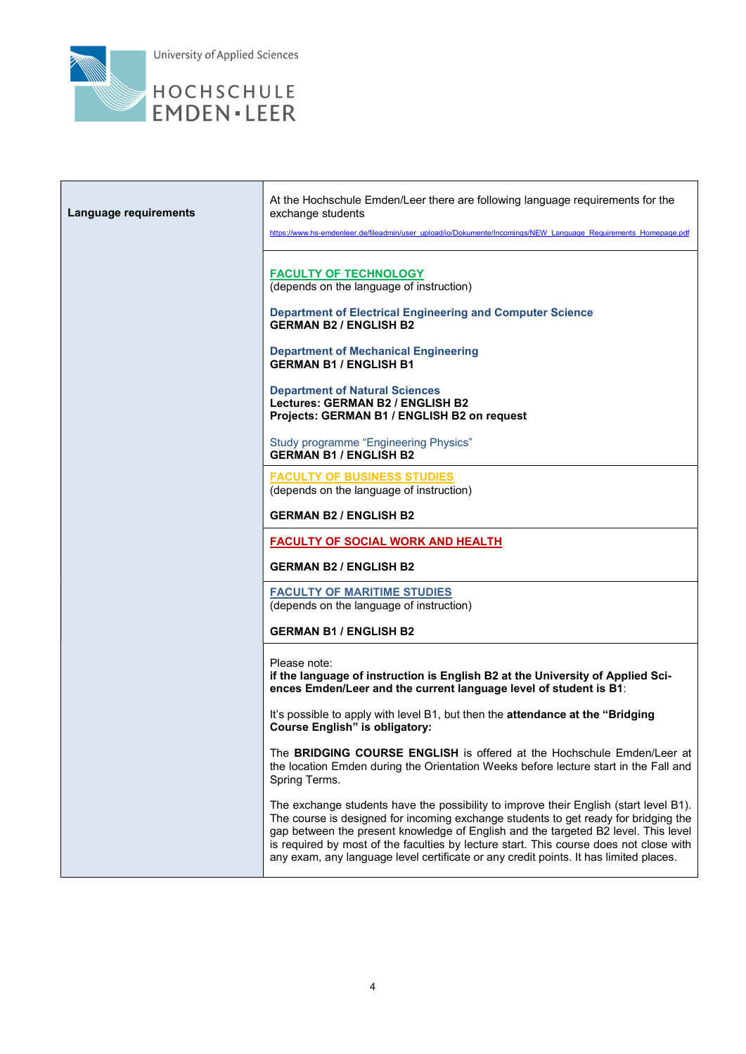University of Applied Sciences

HOCHSCHULE EMDEN▪LEER

| Language requirements | At the Hochschule Emden/Leer there are following language requirements for the exchange students<br>https://www.hs-emdenleer.de/fileadmin/user_upload/io/Dokumente/Incomings/NEW_Language_Requirements_Homepage.pdf |
|---|---|
| | **FACULTY OF TECHNOLOGY**<br>(depends on the language of instruction)<br><br>**Department of Electrical Engineering and Computer Science**<br>**GERMAN B2 / ENGLISH B2**<br><br>**Department of Mechanical Engineering**<br>**GERMAN B1 / ENGLISH B1**<br><br>**Department of Natural Sciences**<br>**Lectures: GERMAN B2 / ENGLISH B2**<br>**Projects: GERMAN B1 / ENGLISH B2 on request**<br><br>Study programme "Engineering Physics"<br>**GERMAN B1 / ENGLISH B2** |
| | **FACULTY OF BUSINESS STUDIES**<br>(depends on the language of instruction)<br><br>**GERMAN B2 / ENGLISH B2** |
| | **FACULTY OF SOCIAL WORK AND HEALTH**<br><br>**GERMAN B2 / ENGLISH B2** |
| | **FACULTY OF MARITIME STUDIES**<br>(depends on the language of instruction)<br><br>**GERMAN B1 / ENGLISH B2** |
| | Please note:<br>**if the language of instruction is English B2 at the University of Applied Sciences Emden/Leer and the current language level of student is B1**:<br><br>It's possible to apply with level B1, but then the **attendance at the "Bridging Course English" is obligatory:**<br><br>The **BRIDGING COURSE ENGLISH** is offered at the Hochschule Emden/Leer at the location Emden during the Orientation Weeks before lecture start in the Fall and Spring Terms.<br><br>The exchange students have the possibility to improve their English (start level B1). The course is designed for incoming exchange students to get ready for bridging the gap between the present knowledge of English and the targeted B2 level. This level is required by most of the faculties by lecture start. This course does not close with any exam, any language level certificate or any credit points. It has limited places. |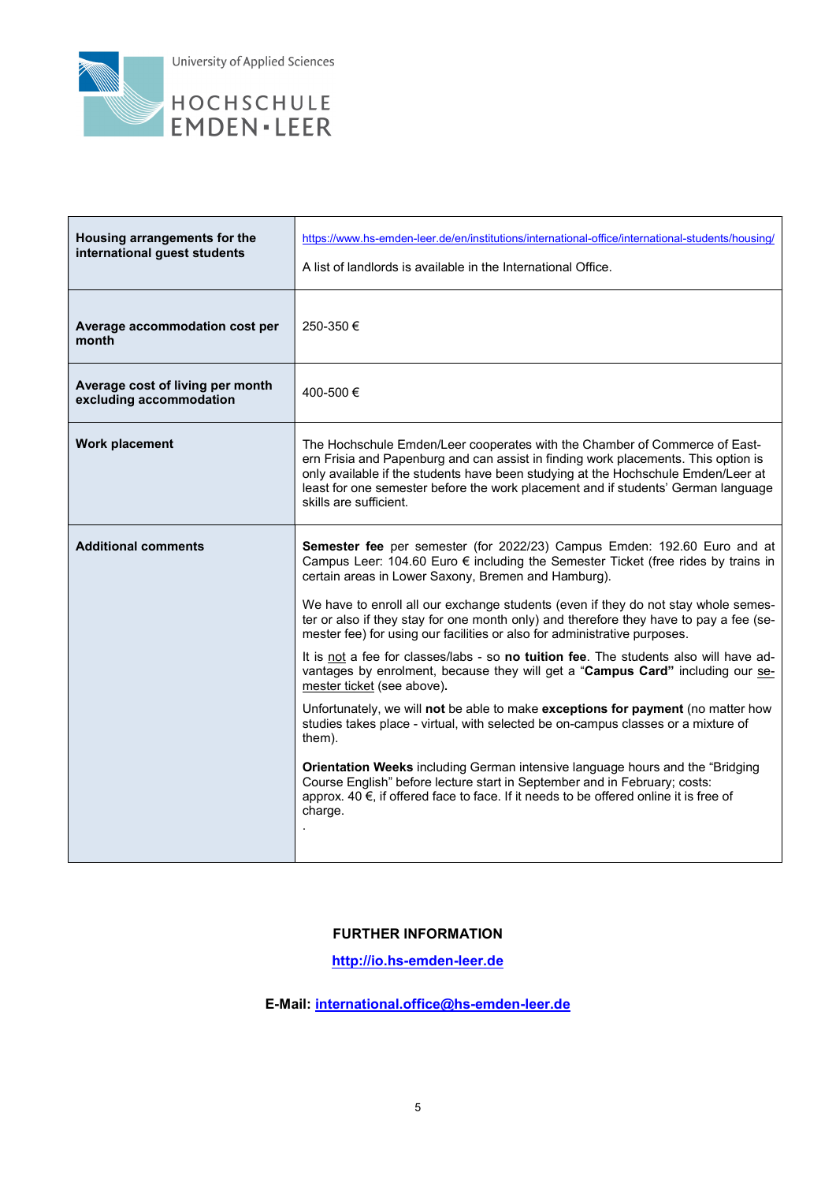University of Applied Sciences

HOCHSCHULE EMDEN▪LEER

| | |
|---|---|
| **Housing arrangements for the international guest students** | https://www.hs-emden-leer.de/en/institutions/international-office/international-students/housing/<br><br>A list of landlords is available in the International Office. |
| **Average accommodation cost per month** | 250-350 € |
| **Average cost of living per month excluding accommodation** | 400-500 € |
| **Work placement** | The Hochschule Emden/Leer cooperates with the Chamber of Commerce of Eastern Frisia and Papenburg and can assist in finding work placements. This option is only available if the students have been studying at the Hochschule Emden/Leer at least for one semester before the work placement and if students' German language skills are sufficient. |
| **Additional comments** | **Semester fee** per semester (for 2022/23) Campus Emden: 192.60 Euro and at Campus Leer: 104.60 Euro € including the Semester Ticket (free rides by trains in certain areas in Lower Saxony, Bremen and Hamburg).<br><br>We have to enroll all our exchange students (even if they do not stay whole semester or also if they stay for one month only) and therefore they have to pay a fee (semester fee) for using our facilities or also for administrative purposes.<br><br>It is not a fee for classes/labs - so **no tuition fee**. The students also will have advantages by enrolment, because they will get a "**Campus Card"** including our semester ticket (see above)**.**<br><br>Unfortunately, we will **not** be able to make **exceptions for payment** (no matter how studies takes place - virtual, with selected be on-campus classes or a mixture of them).<br><br>**Orientation Weeks** including German intensive language hours and the "Bridging Course English" before lecture start in September and in February; costs: approx. 40 €, if offered face to face. If it needs to be offered online it is free of charge.<br>. |

**FURTHER INFORMATION**

**http://io.hs-emden-leer.de**

**E-Mail: international.office@hs-emden-leer.de**